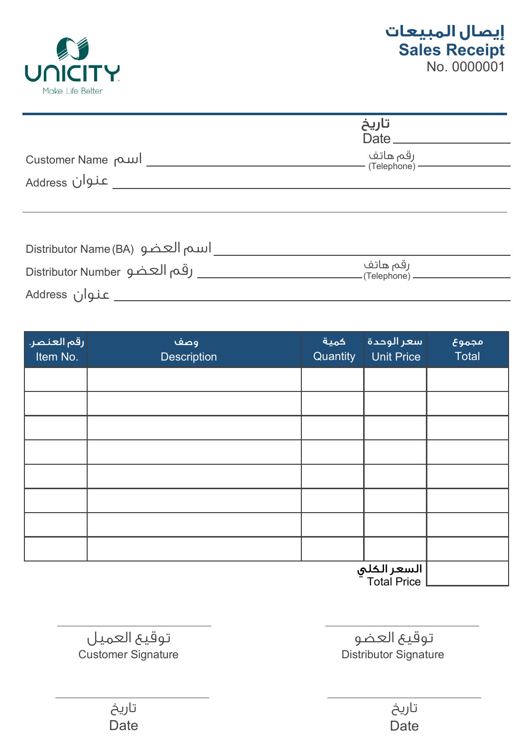UNICITY

Make Life Better

# إيصال المبيعات
# Sales Receipt

No. 0000001

تاريخ
Date ______________________

Customer Name اسم ______________________ رقم هاتف (Telephone) ______________________

Address عنوان ______________________

Distributor Name (BA) اسم العضو ______________________

Distributor Number رقم العضو ______________________ رقم هاتف (Telephone) ______________________

Address عنوان ______________________

| رقم العنصر. Item No. | وصف Description | كمية Quantity | سعر الوحدة Unit Price | مجموع Total |
|---|---|---|---|---|
| | | | | |
| | | | | |
| | | | | |
| | | | | |
| | | | | |
| | | | | |
| | | | | |
| | | | | |
| | | | السعر الكلي Total Price | |

______________________
توقيع العميل
Customer Signature

______________________
توقيع العضو
Distributor Signature

______________________
تاريخ
Date

______________________
تاريخ
Date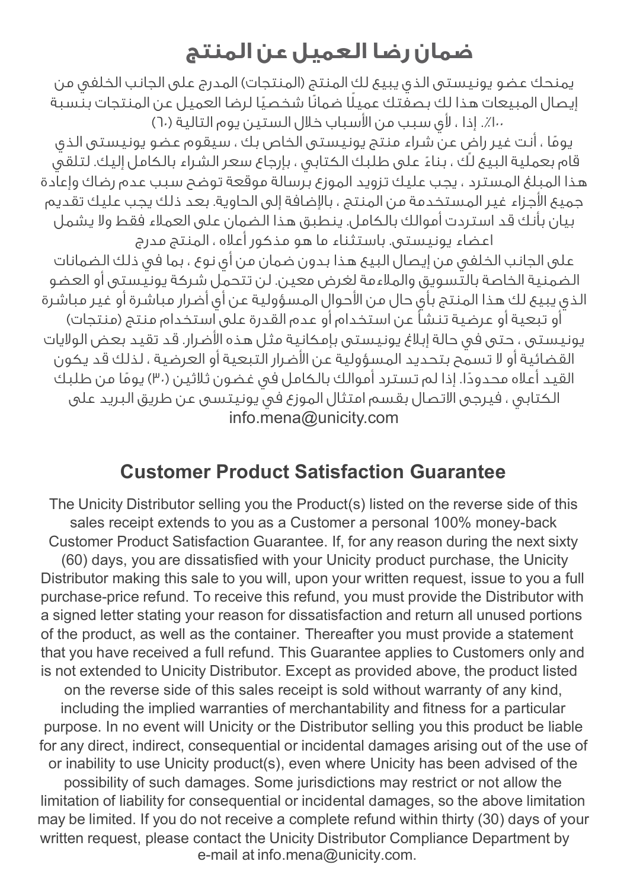## ضمان رضا العميل عن المنتج

يمنحك عضو يونيستي الذي يبيع لك المنتج (المنتجات) المدرج على الجانب الخلفي من إيصال المبيعات هذا لك بصفتك عميلًا ضمانًا شخصيًا لرضا العميل عن المنتجات بنسبة ١٠٠٪. إذا ، لأي سبب من الأسباب خلال الستين يوم التالية (٦٠) يومًا ، أنت غير راضٍ عن شراء منتج يونيستي الخاص بك ، سيقوم عضو يونيستي الذي قام بعملية البيع لك ، بناءً على طلبك الكتابي ، بإرجاع سعر الشراء بالكامل إليك. لتلقي هذا المبلغ المسترد ، يجب عليك تزويد الموزع برسالة موقعة توضح سبب عدم رضاك وإعادة جميع الأجزاء غير المستخدمة من المنتج ، بالإضافة إلى الحاوية. بعد ذلك يجب عليك تقديم بيان بأنك قد استردت أموالك بالكامل. ينطبق هذا الضمان على العملاء فقط ولا يشمل اعضاء يونيستي. باستثناء ما هو مذكور أعلاه ، المنتج مدرج على الجانب الخلفي من إيصال البيع هذا بدون ضمان من أي نوع ، بما في ذلك الضمانات الضمنية الخاصة بالتسويق والملاءمة لغرض معين. لن تتحمل شركة يونيستي أو العضو الذي يبيع لك هذا المنتج بأي حال من الأحوال المسؤولية عن أي أضرار مباشرة أو غير مباشرة أو تبعية أو عرضية تنشأ عن استخدام أو عدم القدرة على استخدام منتج (منتجات) يونيستي ، حتى في حالة إبلاغ يونيستي بإمكانية مثل هذه الأضرار. قد تقيد بعض الولايات القضائية أو لا تسمح بتحديد المسؤولية عن الأضرار التبعية أو العرضية ، لذلك قد يكون القيد أعلاه محدودًا. إذا لم تسترد أموالك بالكامل في غضون ثلاثين (٣٠) يومًا من طلبك الكتابي ، فيرجى الاتصال بقسم امتثال الموزع في يونيتسي عن طريق البريد على info.mena@unicity.com

## Customer Product Satisfaction Guarantee

The Unicity Distributor selling you the Product(s) listed on the reverse side of this sales receipt extends to you as a Customer a personal 100% money-back Customer Product Satisfaction Guarantee. If, for any reason during the next sixty (60) days, you are dissatisfied with your Unicity product purchase, the Unicity Distributor making this sale to you will, upon your written request, issue to you a full purchase-price refund. To receive this refund, you must provide the Distributor with a signed letter stating your reason for dissatisfaction and return all unused portions of the product, as well as the container. Thereafter you must provide a statement that you have received a full refund. This Guarantee applies to Customers only and is not extended to Unicity Distributor. Except as provided above, the product listed on the reverse side of this sales receipt is sold without warranty of any kind, including the implied warranties of merchantability and fitness for a particular purpose. In no event will Unicity or the Distributor selling you this product be liable for any direct, indirect, consequential or incidental damages arising out of the use of or inability to use Unicity product(s), even where Unicity has been advised of the possibility of such damages. Some jurisdictions may restrict or not allow the limitation of liability for consequential or incidental damages, so the above limitation may be limited. If you do not receive a complete refund within thirty (30) days of your written request, please contact the Unicity Distributor Compliance Department by e-mail at info.mena@unicity.com.